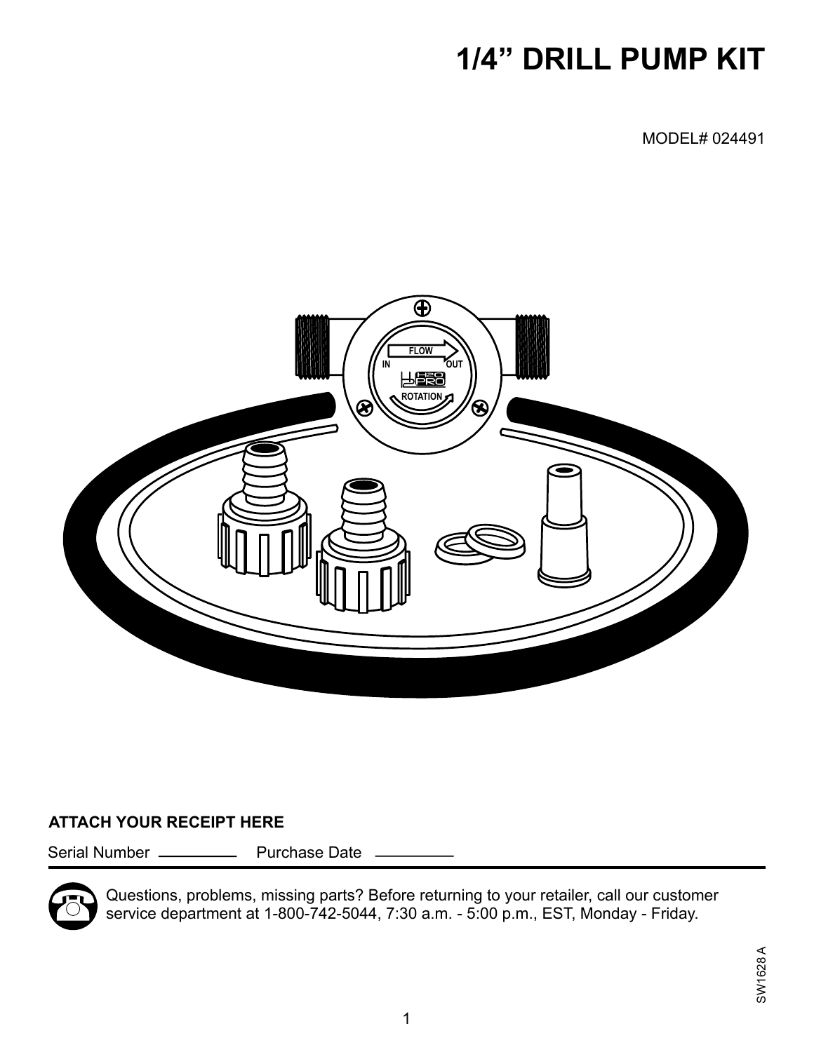# 1/4" DRILL PUMP KIT

MODEL# 024491

**ATTACH YOUR RECEIPT HERE**

Serial Number __________ Purchase Date __________

Questions, problems, missing parts? Before returning to your retailer, call our customer service department at 1-800-742-5044, 7:30 a.m. - 5:00 p.m., EST, Monday - Friday.

SW1628 A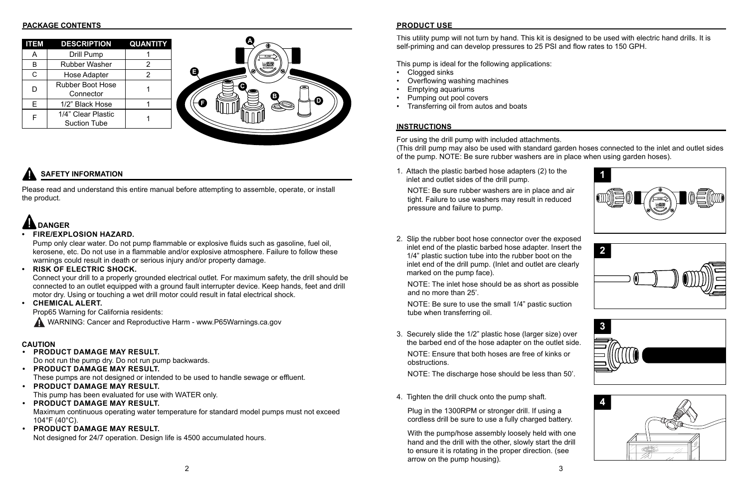## PACKAGE CONTENTS

| ITEM | DESCRIPTION | QUANTITY |
|---|---|---|
| A | Drill Pump | 1 |
| B | Rubber Washer | 2 |
| C | Hose Adapter | 2 |
| D | Rubber Boot Hose Connector | 1 |
| E | 1/2" Black Hose | 1 |
| F | 1/4" Clear Plastic Suction Tube | 1 |

## SAFETY INFORMATION

Please read and understand this entire manual before attempting to assemble, operate, or install the product.

### DANGER

- **FIRE/EXPLOSION HAZARD.**
  Pump only clear water. Do not pump flammable or explosive fluids such as gasoline, fuel oil, kerosene, etc. Do not use in a flammable and/or explosive atmosphere. Failure to follow these warnings could result in death or serious injury and/or property damage.
- **RISK OF ELECTRIC SHOCK.**
  Connect your drill to a properly grounded electrical outlet. For maximum safety, the drill should be connected to an outlet equipped with a ground fault interrupter device. Keep hands, feet and drill motor dry. Using or touching a wet drill motor could result in fatal electrical shock.
- **CHEMICAL ALERT.**
  Prop65 Warning for California residents:
  WARNING: Cancer and Reproductive Harm - www.P65Warnings.ca.gov

### CAUTION

- **PRODUCT DAMAGE MAY RESULT.**
  Do not run the pump dry. Do not run pump backwards.
- **PRODUCT DAMAGE MAY RESULT.**
  These pumps are not designed or intended to be used to handle sewage or effluent.
- **PRODUCT DAMAGE MAY RESULT.**
  This pump has been evaluated for use with WATER only.
- **PRODUCT DAMAGE MAY RESULT.**
  Maximum continuous operating water temperature for standard model pumps must not exceed 104°F (40°C).
- **PRODUCT DAMAGE MAY RESULT.**
  Not designed for 24/7 operation. Design life is 4500 accumulated hours.

## PRODUCT USE

This utility pump will not turn by hand. This kit is designed to be used with electric hand drills. It is self-priming and can develop pressures to 25 PSI and flow rates to 150 GPH.

This pump is ideal for the following applications:

- Clogged sinks
- Overflowing washing machines
- Emptying aquariums
- Pumping out pool covers
- Transferring oil from autos and boats

## INSTRUCTIONS

For using the drill pump with included attachments.
(This drill pump may also be used with standard garden hoses connected to the inlet and outlet sides of the pump. NOTE: Be sure rubber washers are in place when using garden hoses).

1. Attach the plastic barbed hose adapters (2) to the inlet and outlet sides of the drill pump.

   NOTE: Be sure rubber washers are in place and air tight. Failure to use washers may result in reduced pressure and failure to pump.

2. Slip the rubber boot hose connector over the exposed inlet end of the plastic barbed hose adapter. Insert the 1/4" plastic suction tube into the rubber boot on the inlet end of the drill pump. (Inlet and outlet are clearly marked on the pump face).

   NOTE: The inlet hose should be as short as possible and no more than 25'.

   NOTE: Be sure to use the small 1/4" pastic suction tube when transferring oil.

3. Securely slide the 1/2" plastic hose (larger size) over the barbed end of the hose adapter on the outlet side.

   NOTE: Ensure that both hoses are free of kinks or obstructions.

   NOTE: The discharge hose should be less than 50'.

4. Tighten the drill chuck onto the pump shaft.

   Plug in the 1300RPM or stronger drill. If using a cordless drill be sure to use a fully charged battery.

   With the pump/hose assembly loosely held with one hand and the drill with the other, slowly start the drill to ensure it is rotating in the proper direction. (see arrow on the pump housing).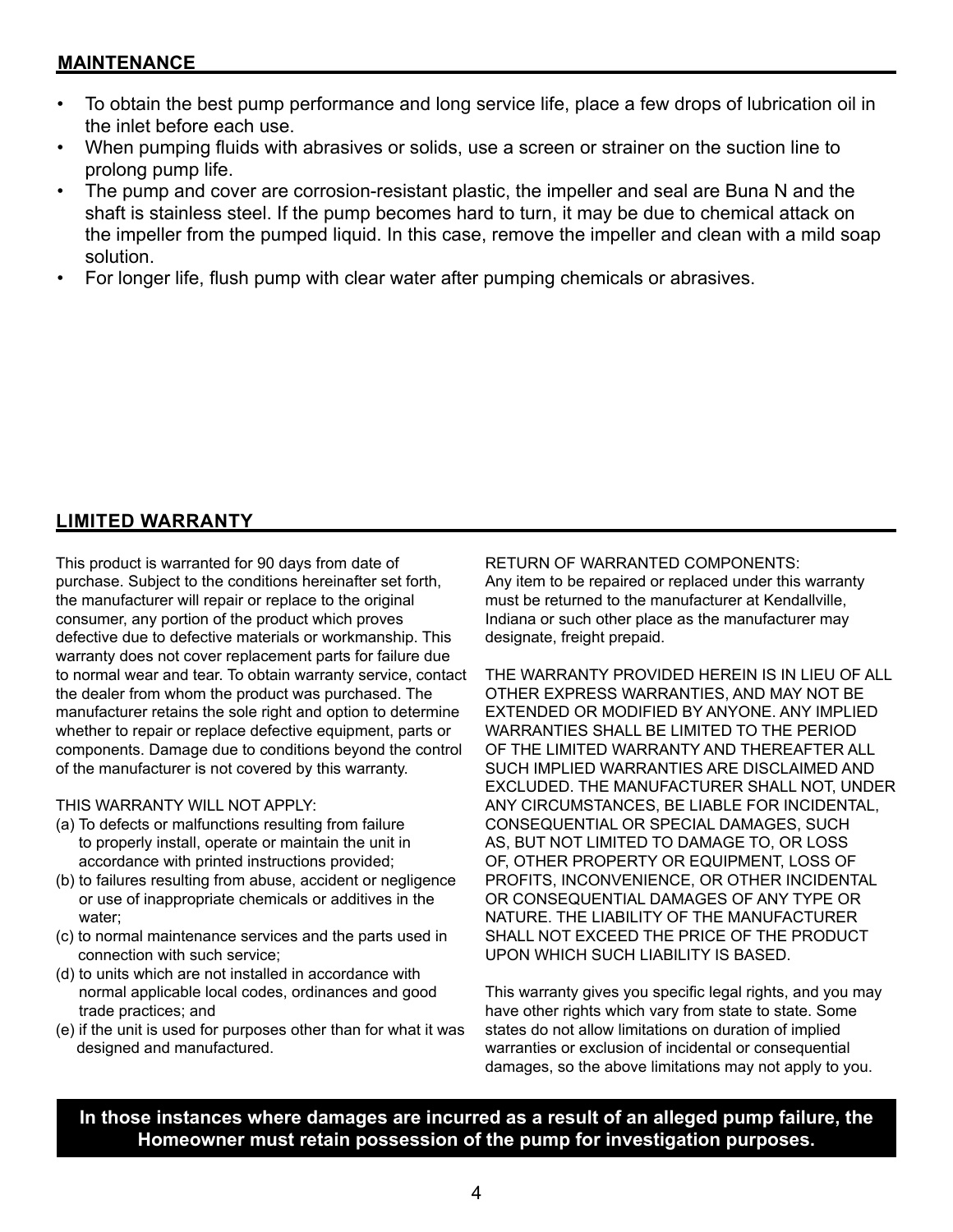## MAINTENANCE

- To obtain the best pump performance and long service life, place a few drops of lubrication oil in the inlet before each use.
- When pumping fluids with abrasives or solids, use a screen or strainer on the suction line to prolong pump life.
- The pump and cover are corrosion-resistant plastic, the impeller and seal are Buna N and the shaft is stainless steel. If the pump becomes hard to turn, it may be due to chemical attack on the impeller from the pumped liquid. In this case, remove the impeller and clean with a mild soap solution.
- For longer life, flush pump with clear water after pumping chemicals or abrasives.

## LIMITED WARRANTY

This product is warranted for 90 days from date of purchase. Subject to the conditions hereinafter set forth, the manufacturer will repair or replace to the original consumer, any portion of the product which proves defective due to defective materials or workmanship. This warranty does not cover replacement parts for failure due to normal wear and tear. To obtain warranty service, contact the dealer from whom the product was purchased. The manufacturer retains the sole right and option to determine whether to repair or replace defective equipment, parts or components. Damage due to conditions beyond the control of the manufacturer is not covered by this warranty.

THIS WARRANTY WILL NOT APPLY:

(a) To defects or malfunctions resulting from failure to properly install, operate or maintain the unit in accordance with printed instructions provided;
(b) to failures resulting from abuse, accident or negligence or use of inappropriate chemicals or additives in the water;
(c) to normal maintenance services and the parts used in connection with such service;
(d) to units which are not installed in accordance with normal applicable local codes, ordinances and good trade practices; and
(e) if the unit is used for purposes other than for what it was designed and manufactured.

RETURN OF WARRANTED COMPONENTS:
Any item to be repaired or replaced under this warranty must be returned to the manufacturer at Kendallville, Indiana or such other place as the manufacturer may designate, freight prepaid.

THE WARRANTY PROVIDED HEREIN IS IN LIEU OF ALL OTHER EXPRESS WARRANTIES, AND MAY NOT BE EXTENDED OR MODIFIED BY ANYONE. ANY IMPLIED WARRANTIES SHALL BE LIMITED TO THE PERIOD OF THE LIMITED WARRANTY AND THEREAFTER ALL SUCH IMPLIED WARRANTIES ARE DISCLAIMED AND EXCLUDED. THE MANUFACTURER SHALL NOT, UNDER ANY CIRCUMSTANCES, BE LIABLE FOR INCIDENTAL, CONSEQUENTIAL OR SPECIAL DAMAGES, SUCH AS, BUT NOT LIMITED TO DAMAGE TO, OR LOSS OF, OTHER PROPERTY OR EQUIPMENT, LOSS OF PROFITS, INCONVENIENCE, OR OTHER INCIDENTAL OR CONSEQUENTIAL DAMAGES OF ANY TYPE OR NATURE. THE LIABILITY OF THE MANUFACTURER SHALL NOT EXCEED THE PRICE OF THE PRODUCT UPON WHICH SUCH LIABILITY IS BASED.

This warranty gives you specific legal rights, and you may have other rights which vary from state to state. Some states do not allow limitations on duration of implied warranties or exclusion of incidental or consequential damages, so the above limitations may not apply to you.

**In those instances where damages are incurred as a result of an alleged pump failure, the Homeowner must retain possession of the pump for investigation purposes.**